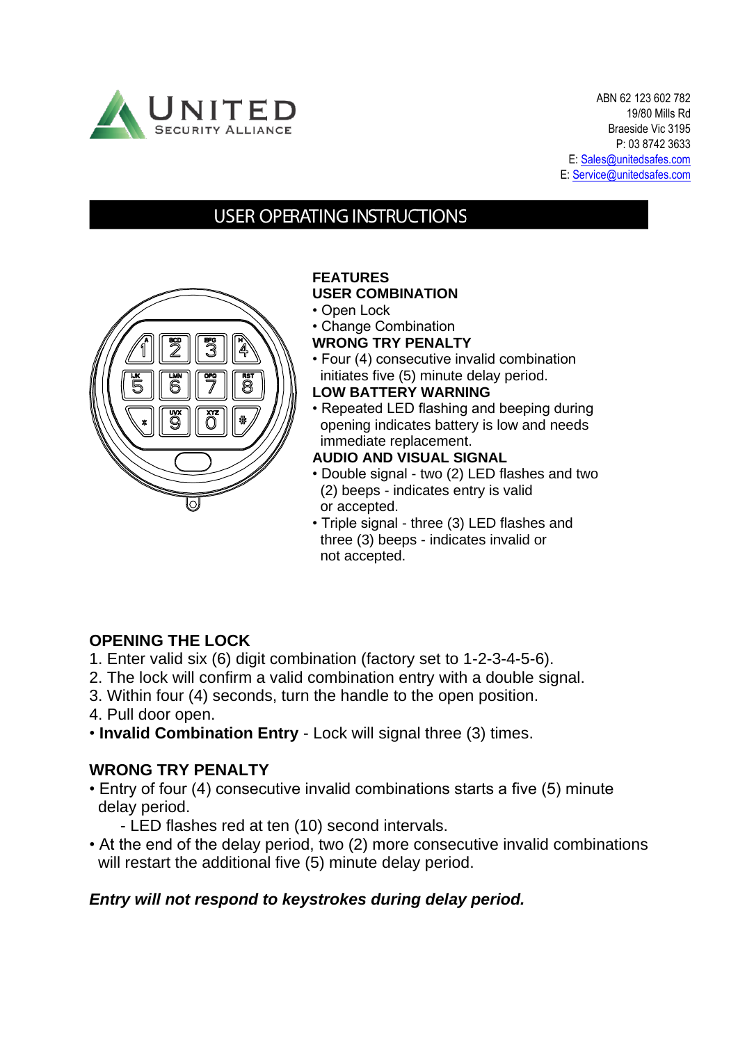UNITED
SECURITY ALLIANCE

ABN 62 123 602 782
19/80 Mills Rd
Braeside Vic 3195
P: 03 8742 3633
E: Sales@unitedsafes.com
E: Service@unitedsafes.com

# USER OPERATING INSTRUCTIONS

**FEATURES**

**USER COMBINATION**

- Open Lock
- Change Combination

**WRONG TRY PENALTY**

- Four (4) consecutive invalid combination initiates five (5) minute delay period.

**LOW BATTERY WARNING**

- Repeated LED flashing and beeping during opening indicates battery is low and needs immediate replacement.

**AUDIO AND VISUAL SIGNAL**

- Double signal - two (2) LED flashes and two (2) beeps - indicates entry is valid or accepted.
- Triple signal - three (3) LED flashes and three (3) beeps - indicates invalid or not accepted.

## OPENING THE LOCK

1. Enter valid six (6) digit combination (factory set to 1-2-3-4-5-6).
2. The lock will confirm a valid combination entry with a double signal.
3. Within four (4) seconds, turn the handle to the open position.
4. Pull door open.

- **Invalid Combination Entry** - Lock will signal three (3) times.

## WRONG TRY PENALTY

- Entry of four (4) consecutive invalid combinations starts a five (5) minute delay period.
  - LED flashes red at ten (10) second intervals.
- At the end of the delay period, two (2) more consecutive invalid combinations will restart the additional five (5) minute delay period.

***Entry will not respond to keystrokes during delay period.***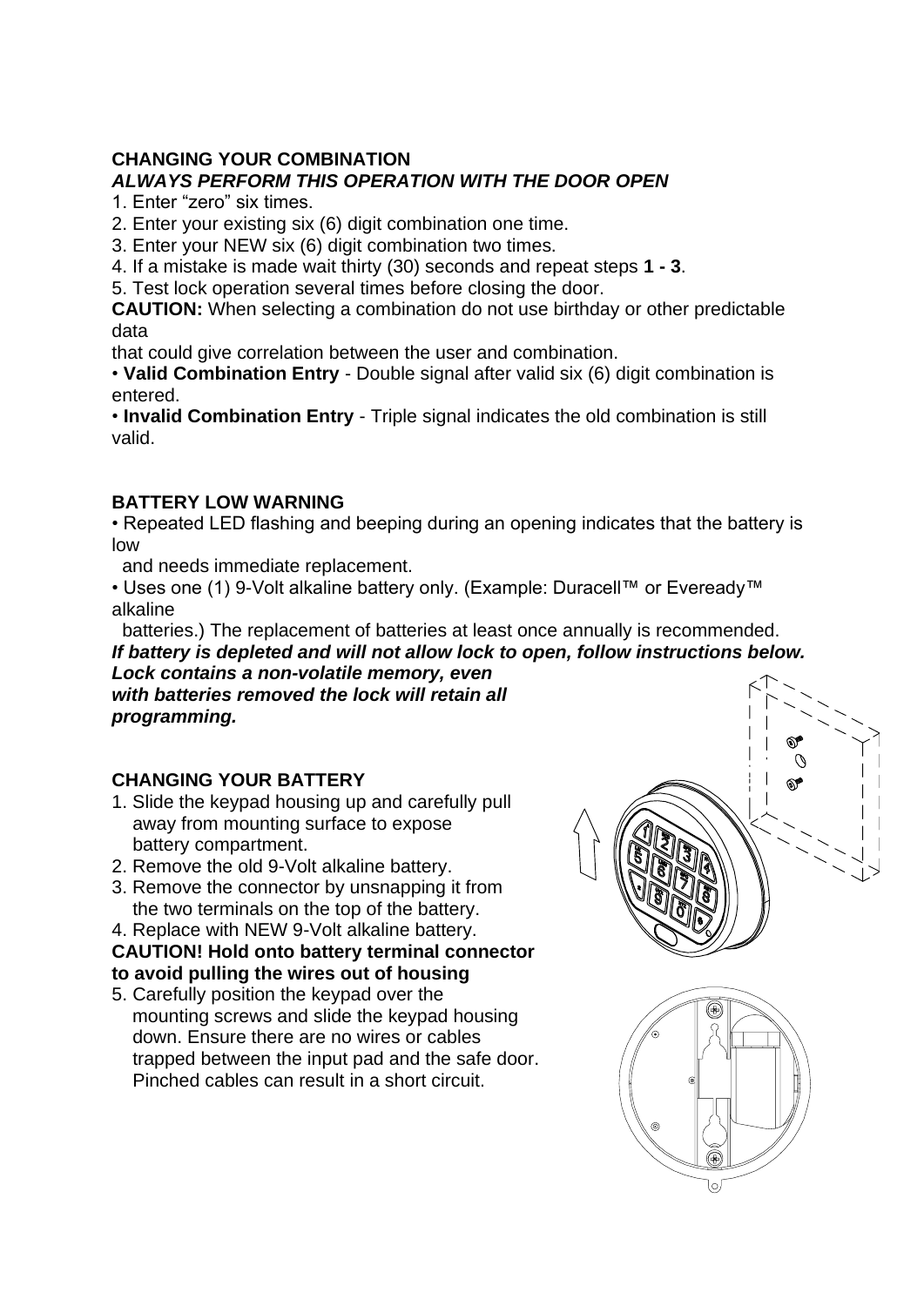**CHANGING YOUR COMBINATION**

***ALWAYS PERFORM THIS OPERATION WITH THE DOOR OPEN***

1. Enter “zero” six times.
2. Enter your existing six (6) digit combination one time.
3. Enter your NEW six (6) digit combination two times.
4. If a mistake is made wait thirty (30) seconds and repeat steps **1 - 3**.
5. Test lock operation several times before closing the door.

**CAUTION:** When selecting a combination do not use birthday or other predictable data that could give correlation between the user and combination.

- **Valid Combination Entry** - Double signal after valid six (6) digit combination is entered.
- **Invalid Combination Entry** - Triple signal indicates the old combination is still valid.

**BATTERY LOW WARNING**

- Repeated LED flashing and beeping during an opening indicates that the battery is low and needs immediate replacement.
- Uses one (1) 9-Volt alkaline battery only. (Example: Duracell™ or Eveready™ alkaline batteries.) The replacement of batteries at least once annually is recommended.

***If battery is depleted and will not allow lock to open, follow instructions below.***

***Lock contains a non-volatile memory, even with batteries removed the lock will retain all programming.***

**CHANGING YOUR BATTERY**

1. Slide the keypad housing up and carefully pull away from mounting surface to expose battery compartment.
2. Remove the old 9-Volt alkaline battery.
3. Remove the connector by unsnapping it from the two terminals on the top of the battery.
4. Replace with NEW 9-Volt alkaline battery.

**CAUTION! Hold onto battery terminal connector to avoid pulling the wires out of housing**

5. Carefully position the keypad over the mounting screws and slide the keypad housing down. Ensure there are no wires or cables trapped between the input pad and the safe door. Pinched cables can result in a short circuit.